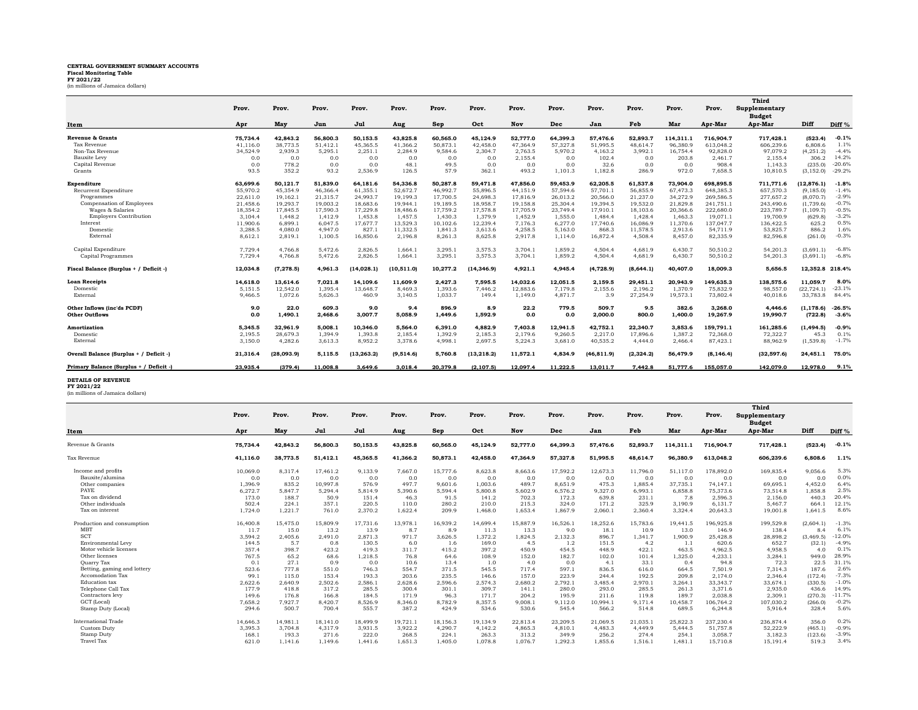**CENTRAL GOVERNMENT SUMMARY ACCOUNTS**
**Fiscal Monitoring Table**
**FY 2021/22**
(in millions of Jamaica dollars)

| Item | Prov. Apr | Prov. May | Prov. Jun | Prov. Jul | Prov. Aug | Prov. Sep | Prov. Oct | Prov. Nov | Prov. Dec | Prov. Jan | Prov. Feb | Prov. Mar | Prov. Apr-Mar | Third Supplementary Budget Apr-Mar | Diff | Diff % |
|---|---|---|---|---|---|---|---|---|---|---|---|---|---|---|---|---|
| **Revenue & Grants** | **75,734.4** | **42,843.2** | **56,800.3** | **50,153.5** | **43,825.8** | **60,565.0** | **45,124.9** | **52,777.0** | **64,399.3** | **57,476.6** | **52,893.7** | **114,311.1** | **716,904.7** | **717,428.1** | **(523.4)** | **-0.1%** |
| Tax Revenue | 41,116.0 | 38,773.5 | 51,412.1 | 45,365.5 | 41,366.2 | 50,873.1 | 42,458.0 | 47,364.9 | 57,327.8 | 51,995.5 | 48,614.7 | 96,380.9 | 613,048.2 | 606,239.6 | 6,808.6 | 1.1% |
| Non-Tax Revenue | 34,524.9 | 2,939.3 | 5,295.1 | 2,251.1 | 2,284.9 | 9,584.6 | 2,304.7 | 2,763.5 | 5,970.2 | 4,163.2 | 3,992.1 | 16,754.4 | 92,828.0 | 97,079.2 | (4,251.2) | -4.4% |
| Bauxite Levy | 0.0 | 0.0 | 0.0 | 0.0 | 0.0 | 0.0 | 0.0 | 2,155.4 | 0.0 | 102.4 | 0.0 | 203.8 | 2,461.7 | 2,155.4 | 306.2 | 14.2% |
| Capital Revenue | 0.0 | 778.2 | 0.0 | 0.0 | 48.1 | 49.5 | 0.0 | 0.0 | 0.0 | 32.6 | 0.0 | 0.0 | 908.4 | 1,143.3 | (235.0) | -20.6% |
| Grants | 93.5 | 352.2 | 93.2 | 2,536.9 | 126.5 | 57.9 | 362.1 | 493.2 | 1,101.3 | 1,182.8 | 286.9 | 972.0 | 7,658.5 | 10,810.5 | (3,152.0) | -29.2% |
| **Expenditure** | **63,699.6** | **50,121.7** | **51,839.0** | **64,181.6** | **54,336.8** | **50,287.8** | **59,471.8** | **47,856.0** | **59,453.9** | **62,205.5** | **61,537.8** | **73,904.0** | **698,895.5** | **711,771.6** | **(12,876.1)** | **-1.8%** |
| Recurrent Expenditure | 55,970.2 | 45,354.9 | 46,366.4 | 61,355.1 | 52,672.7 | 46,992.7 | 55,896.5 | 44,151.9 | 57,594.6 | 57,701.1 | 56,855.9 | 67,473.3 | 648,385.3 | 657,570.3 | (9,185.0) | -1.4% |
| Programmes | 22,611.0 | 19,162.1 | 21,315.7 | 24,993.7 | 19,199.3 | 17,700.5 | 24,698.3 | 17,816.9 | 26,013.2 | 20,566.0 | 21,237.0 | 34,272.9 | 269,586.5 | 277,657.2 | (8,070.7) | -2.9% |
| Compensation of Employees | 21,458.6 | 19,293.7 | 19,003.2 | 18,683.6 | 19,944.1 | 19,189.5 | 18,958.7 | 19,158.8 | 25,304.4 | 19,394.5 | 19,532.0 | 21,829.8 | 241,751.1 | 243,490.6 | (1,739.6) | -0.7% |
| Wages & Salaries | 18,354.2 | 17,845.5 | 17,590.3 | 17,229.8 | 18,486.6 | 17,759.2 | 17,578.8 | 17,705.9 | 23,749.4 | 17,910.1 | 18,103.6 | 20,366.6 | 222,680.0 | 223,789.7 | (1,109.7) | -0.5% |
| Employers Contribution | 3,104.4 | 1,448.2 | 1,412.9 | 1,453.8 | 1,457.5 | 1,430.3 | 1,379.9 | 1,452.9 | 1,555.0 | 1,484.4 | 1,428.4 | 1,463.3 | 19,071.1 | 19,700.9 | (629.8) | -3.2% |
| Interest | 11,900.6 | 6,899.1 | 6,047.5 | 17,677.7 | 13,529.3 | 10,102.6 | 12,239.4 | 7,176.3 | 6,277.0 | 17,740.6 | 16,086.9 | 11,370.6 | 137,047.7 | 136,422.5 | 625.2 | 0.5% |
| Domestic | 3,288.5 | 4,080.0 | 4,947.0 | 827.1 | 11,332.5 | 1,841.3 | 3,613.6 | 4,258.5 | 5,163.0 | 868.3 | 11,578.5 | 2,913.6 | 54,711.9 | 53,825.7 | 886.2 | 1.6% |
| External | 8,612.1 | 2,819.1 | 1,100.5 | 16,850.6 | 2,196.8 | 8,261.3 | 8,625.8 | 2,917.8 | 1,114.0 | 16,872.4 | 4,508.4 | 8,457.0 | 82,335.9 | 82,596.8 | (261.0) | -0.3% |
| Capital Expenditure | 7,729.4 | 4,766.8 | 5,472.6 | 2,826.5 | 1,664.1 | 3,295.1 | 3,575.3 | 3,704.1 | 1,859.2 | 4,504.4 | 4,681.9 | 6,430.7 | 50,510.2 | 54,201.3 | (3,691.1) | -6.8% |
| Capital Programmes | 7,729.4 | 4,766.8 | 5,472.6 | 2,826.5 | 1,664.1 | 3,295.1 | 3,575.3 | 3,704.1 | 1,859.2 | 4,504.4 | 4,681.9 | 6,430.7 | 50,510.2 | 54,201.3 | (3,691.1) | -6.8% |
| **Fiscal Balance (Surplus + / Deficit -)** | **12,034.8** | **(7,278.5)** | **4,961.3** | **(14,028.1)** | **(10,511.0)** | **10,277.2** | **(14,346.9)** | **4,921.1** | **4,945.4** | **(4,728.9)** | **(8,644.1)** | **40,407.0** | **18,009.3** | **5,656.5** | **12,352.8** | **218.4%** |
| **Loan Receipts** | **14,618.0** | **13,614.6** | **7,021.8** | **14,109.6** | **11,609.9** | **2,427.3** | **7,595.5** | **14,032.6** | **12,051.5** | **2,159.5** | **29,451.1** | **20,943.9** | **149,635.3** | **138,575.6** | **11,059.7** | **8.0%** |
| Domestic | 5,151.5 | 12,542.0 | 1,395.4 | 13,648.7 | 8,469.3 | 1,393.6 | 7,446.2 | 12,883.6 | 7,179.8 | 2,155.6 | 2,196.2 | 1,370.9 | 75,832.9 | 98,557.0 | (22,724.1) | -23.1% |
| External | 9,466.5 | 1,072.6 | 5,626.3 | 460.9 | 3,140.5 | 1,033.7 | 149.4 | 1,149.0 | 4,871.7 | 3.9 | 27,254.9 | 19,573.1 | 73,802.4 | 40,018.6 | 33,783.8 | 84.4% |
| **Other Inflows (inc'ds PCDF)** | **9.0** | **22.0** | **609.3** | **9.0** | **9.4** | **896.9** | **8.9** | **22.2** | **779.5** | **509.7** | **9.5** | **382.6** | **3,268.0** | **4,446.6** | **(1,178.6)** | **-26.5%** |
| **Other Outflows** | **0.0** | **1,490.1** | **2,468.6** | **3,007.7** | **5,058.9** | **1,449.6** | **1,592.9** | **0.0** | **0.0** | **2,000.0** | **800.0** | **1,400.0** | **19,267.9** | **19,990.7** | **(722.8)** | **-3.6%** |
| **Amortization** | **5,345.5** | **32,961.9** | **5,008.1** | **10,346.0** | **5,564.0** | **6,391.0** | **4,882.9** | **7,403.8** | **12,941.5** | **42,752.1** | **22,340.7** | **3,853.6** | **159,791.1** | **161,285.6** | **(1,494.5)** | **-0.9%** |
| Domestic | 2,195.5 | 28,679.3 | 1,394.9 | 1,393.8 | 2,185.4 | 1,392.9 | 2,185.3 | 2,179.6 | 9,260.5 | 2,217.0 | 17,896.6 | 1,387.2 | 72,368.0 | 72,322.7 | 45.3 | 0.1% |
| External | 3,150.0 | 4,282.6 | 3,613.3 | 8,952.2 | 3,378.6 | 4,998.1 | 2,697.5 | 5,224.3 | 3,681.0 | 40,535.2 | 4,444.0 | 2,466.4 | 87,423.1 | 88,962.9 | (1,539.8) | -1.7% |
| **Overall Balance (Surplus + / Deficit -)** | **21,316.4** | **(28,093.9)** | **5,115.5** | **(13,263.2)** | **(9,514.6)** | **5,760.8** | **(13,218.2)** | **11,572.1** | **4,834.9** | **(46,811.9)** | **(2,324.2)** | **56,479.9** | **(8,146.4)** | **(32,597.6)** | **24,451.1** | **75.0%** |
| **Primary Balance (Surplus + / Deficit -)** | **23,935.4** | **(379.4)** | **11,008.8** | **3,649.6** | **3,018.4** | **20,379.8** | **(2,107.5)** | **12,097.4** | **11,222.5** | **13,011.7** | **7,442.8** | **51,777.6** | **155,057.0** | **142,079.0** | **12,978.0** | **9.1%** |

**DETAILS OF REVENUE**
**FY 2021/22**
(in millions of Jamaica dollars)

| Item | Prov. Apr | Prov. May | Prov. Jul | Prov. Jul | Prov. Aug | Prov. Sep | Prov. Oct | Prov. Nov | Prov. Dec | Prov. Jan | Prov. Feb | Prov. Mar | Prov. Apr-Mar | Third Supplementary Budget Apr-Mar | Diff | Diff % |
|---|---|---|---|---|---|---|---|---|---|---|---|---|---|---|---|---|
| Revenue & Grants | **75,734.4** | **42,843.2** | **56,800.3** | **50,153.5** | **43,825.8** | **60,565.0** | **45,124.9** | **52,777.0** | **64,399.3** | **57,476.6** | **52,893.7** | **114,311.1** | **716,904.7** | **717,428.1** | **(523.4)** | **-0.1%** |
| Tax Revenue | **41,116.0** | **38,773.5** | **51,412.1** | **45,365.5** | **41,366.2** | **50,873.1** | **42,458.0** | **47,364.9** | **57,327.8** | **51,995.5** | **48,614.7** | **96,380.9** | **613,048.2** | **606,239.6** | **6,808.6** | **1.1%** |
| Income and profits | 10,069.0 | 8,317.4 | 17,461.2 | 9,133.9 | 7,667.0 | 15,777.6 | 8,623.8 | 8,663.6 | 17,592.2 | 12,673.3 | 11,796.0 | 51,117.0 | 178,892.0 | 169,835.4 | 9,056.6 | 5.3% |
| Bauxite/alumina | 0.0 | 0.0 | 0.0 | 0.0 | 0.0 | 0.0 | 0.0 | 0.0 | 0.0 | 0.0 | 0.0 | 0.0 | 0.0 | 0.0 | 0.0 | 0.0% |
| Other companies | 1,396.9 | 835.2 | 10,997.8 | 576.9 | 497.7 | 9,601.6 | 1,003.6 | 489.7 | 8,651.9 | 475.3 | 1,885.4 | 37,735.1 | 74,147.1 | 69,695.1 | 4,452.0 | 6.4% |
| PAYE | 6,272.7 | 5,847.7 | 5,294.4 | 5,814.9 | 5,390.6 | 5,594.4 | 5,800.8 | 5,602.9 | 6,576.2 | 9,327.0 | 6,993.1 | 6,858.8 | 75,373.6 | 73,514.8 | 1,858.8 | 2.5% |
| Tax on dividend | 173.0 | 188.7 | 50.9 | 151.4 | 46.3 | 91.5 | 141.2 | 702.3 | 172.3 | 639.8 | 231.1 | 7.8 | 2,596.3 | 2,156.0 | 440.3 | 20.4% |
| Other individuals | 502.4 | 224.1 | 357.1 | 220.5 | 110.0 | 280.2 | 210.0 | 215.3 | 324.0 | 171.2 | 325.9 | 3,190.9 | 6,131.7 | 5,467.7 | 664.1 | 12.1% |
| Tax on interest | 1,724.0 | 1,221.7 | 761.0 | 2,370.2 | 1,622.4 | 209.9 | 1,468.0 | 1,653.4 | 1,867.9 | 2,060.1 | 2,360.4 | 3,324.4 | 20,643.3 | 19,001.8 | 1,641.5 | 8.6% |
| Production and consumption | 16,400.8 | 15,475.0 | 15,809.9 | 17,731.6 | 13,978.1 | 16,939.2 | 14,699.4 | 15,887.9 | 16,526.1 | 18,252.6 | 15,783.6 | 19,441.5 | 196,925.8 | 199,529.8 | (2,604.1) | -1.3% |
| MBT | 11.7 | 15.0 | 13.2 | 13.9 | 8.7 | 8.9 | 11.3 | 13.3 | 9.0 | 18.1 | 10.9 | 13.0 | 146.9 | 138.4 | 8.4 | 6.1% |
| SCT | 3,594.2 | 2,405.6 | 2,491.0 | 2,871.3 | 971.7 | 3,626.5 | 1,372.2 | 1,824.5 | 2,132.3 | 896.7 | 1,341.7 | 1,900.9 | 25,428.8 | 28,898.2 | (3,469.5) | -12.0% |
| Environmental Levy | 144.5 | 5.7 | 0.8 | 130.5 | 6.0 | 1.6 | 169.0 | 4.5 | 1.2 | 151.5 | 4.2 | 1.1 | 620.6 | 652.7 | (32.1) | -4.9% |
| Motor vehicle licenses | 357.4 | 398.7 | 423.2 | 419.3 | 311.7 | 415.2 | 397.2 | 450.9 | 454.5 | 448.9 | 422.1 | 463.5 | 4,962.5 | 4,958.5 | 4.0 | 0.1% |
| Other licenses | 767.5 | 65.2 | 68.6 | 1,218.5 | 76.8 | 64.6 | 108.9 | 152.0 | 182.7 | 102.0 | 101.4 | 1,325.0 | 4,233.1 | 3,284.1 | 949.0 | 28.9% |
| Quarry Tax | 0.1 | 27.1 | 0.9 | 0.0 | 10.6 | 13.4 | 1.0 | 4.0 | 0.0 | 4.1 | 33.1 | 0.4 | 94.8 | 72.3 | 22.5 | 31.1% |
| Betting, gaming and lottery | 523.6 | 777.8 | 551.0 | 746.3 | 554.7 | 371.5 | 545.5 | 717.4 | 597.1 | 836.5 | 616.0 | 664.5 | 7,501.9 | 7,314.3 | 187.6 | 2.6% |
| Accomodation Tax | 99.1 | 115.0 | 153.4 | 193.3 | 203.6 | 235.5 | 146.6 | 157.0 | 223.9 | 244.4 | 192.5 | 209.8 | 2,174.0 | 2,346.4 | (172.4) | -7.3% |
| Education tax | 2,622.6 | 2,640.9 | 2,502.6 | 2,586.1 | 2,628.6 | 2,596.6 | 2,574.3 | 2,680.2 | 2,792.1 | 3,485.4 | 2,970.1 | 3,264.1 | 33,343.7 | 33,674.1 | (330.5) | -1.0% |
| Telephone Call Tax | 177.9 | 418.8 | 317.2 | 285.5 | 300.4 | 301.1 | 309.7 | 141.1 | 280.0 | 293.0 | 285.5 | 261.3 | 3,371.6 | 2,935.0 | 436.6 | 14.9% |
| Contractors levy | 149.6 | 176.8 | 166.8 | 184.5 | 171.9 | 96.3 | 171.7 | 204.2 | 195.9 | 211.6 | 119.8 | 189.7 | 2,038.8 | 2,309.1 | (270.3) | -11.7% |
| GCT (Local) | 7,658.2 | 7,927.7 | 8,420.7 | 8,526.9 | 8,346.0 | 8,782.9 | 8,357.5 | 9,008.1 | 9,112.0 | 10,994.1 | 9,171.4 | 10,458.7 | 106,764.2 | 107,030.2 | (266.0) | -0.2% |
| Stamp Duty (Local) | 294.6 | 500.7 | 700.4 | 555.7 | 387.2 | 424.9 | 534.6 | 530.6 | 545.4 | 566.2 | 514.8 | 689.5 | 6,244.8 | 5,916.4 | 328.4 | 5.6% |
| International Trade | 14,646.3 | 14,981.1 | 18,141.0 | 18,499.9 | 19,721.1 | 18,156.3 | 19,134.9 | 22,813.4 | 23,209.5 | 21,069.5 | 21,035.1 | 25,822.3 | 237,230.4 | 236,874.4 | 356.0 | 0.2% |
| Custom Duty | 3,395.3 | 3,704.8 | 4,317.9 | 3,931.5 | 3,922.2 | 4,290.7 | 4,142.2 | 4,865.3 | 4,810.1 | 4,483.3 | 4,449.9 | 5,444.5 | 51,757.8 | 52,222.9 | (465.1) | -0.9% |
| Stamp Duty | 168.1 | 193.3 | 271.6 | 222.0 | 268.5 | 224.1 | 263.3 | 313.2 | 349.9 | 256.2 | 274.4 | 254.1 | 3,058.7 | 3,182.3 | (123.6) | -3.9% |
| Travel Tax | 621.0 | 1,141.6 | 1,149.6 | 1,441.6 | 1,651.3 | 1,405.0 | 1,078.8 | 1,076.7 | 1,292.3 | 1,855.6 | 1,516.1 | 1,481.1 | 15,710.8 | 15,191.4 | 519.3 | 3.4% |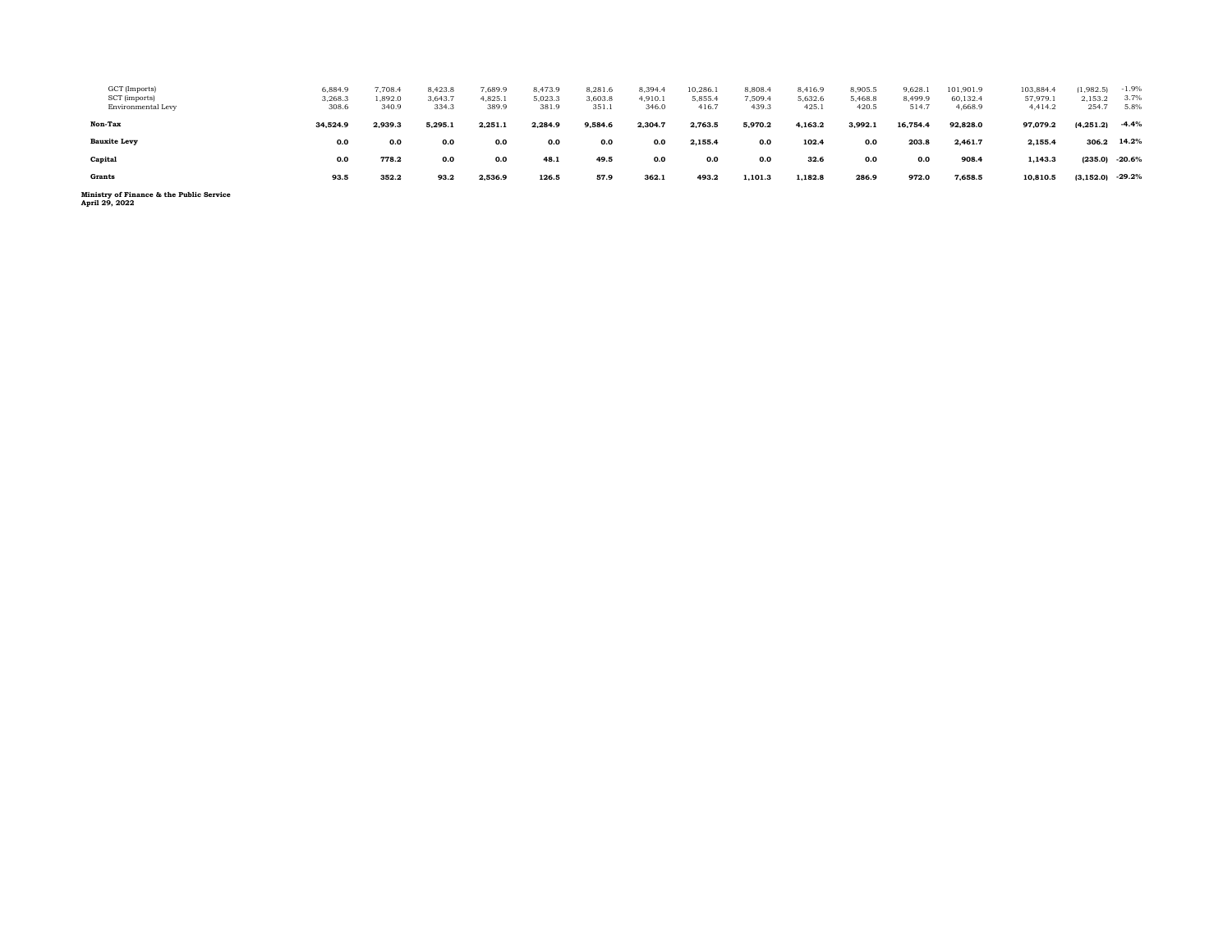| | | | | | | | | | | | | | | | | |
|---|---|---|---|---|---|---|---|---|---|---|---|---|---|---|---|---|
| GCT (Imports) | 6,884.9 | 7,708.4 | 8,423.8 | 7,689.9 | 8,473.9 | 8,281.6 | 8,394.4 | 10,286.1 | 8,808.4 | 8,416.9 | 8,905.5 | 9,628.1 | 101,901.9 | 103,884.4 | (1,982.5) | -1.9% |
| SCT (imports) | 3,268.3 | 1,892.0 | 3,643.7 | 4,825.1 | 5,023.3 | 3,603.8 | 4,910.1 | 5,855.4 | 7,509.4 | 5,632.6 | 5,468.8 | 8,499.9 | 60,132.4 | 57,979.1 | 2,153.2 | 3.7% |
| Environmental Levy | 308.6 | 340.9 | 334.3 | 389.9 | 381.9 | 351.1 | 346.0 | 416.7 | 439.3 | 425.1 | 420.5 | 514.7 | 4,668.9 | 4,414.2 | 254.7 | 5.8% |
| **Non-Tax** | **34,524.9** | **2,939.3** | **5,295.1** | **2,251.1** | **2,284.9** | **9,584.6** | **2,304.7** | **2,763.5** | **5,970.2** | **4,163.2** | **3,992.1** | **16,754.4** | **92,828.0** | **97,079.2** | **(4,251.2)** | **-4.4%** |
| **Bauxite Levy** | **0.0** | **0.0** | **0.0** | **0.0** | **0.0** | **0.0** | **0.0** | **2,155.4** | **0.0** | **102.4** | **0.0** | **203.8** | **2,461.7** | **2,155.4** | **306.2** | **14.2%** |
| **Capital** | **0.0** | **778.2** | **0.0** | **0.0** | **48.1** | **49.5** | **0.0** | **0.0** | **0.0** | **32.6** | **0.0** | **0.0** | **908.4** | **1,143.3** | **(235.0)** | **-20.6%** |
| **Grants** | **93.5** | **352.2** | **93.2** | **2,536.9** | **126.5** | **57.9** | **362.1** | **493.2** | **1,101.3** | **1,182.8** | **286.9** | **972.0** | **7,658.5** | **10,810.5** | **(3,152.0)** | **-29.2%** |

**Ministry of Finance & the Public Service**
**April 29, 2022**